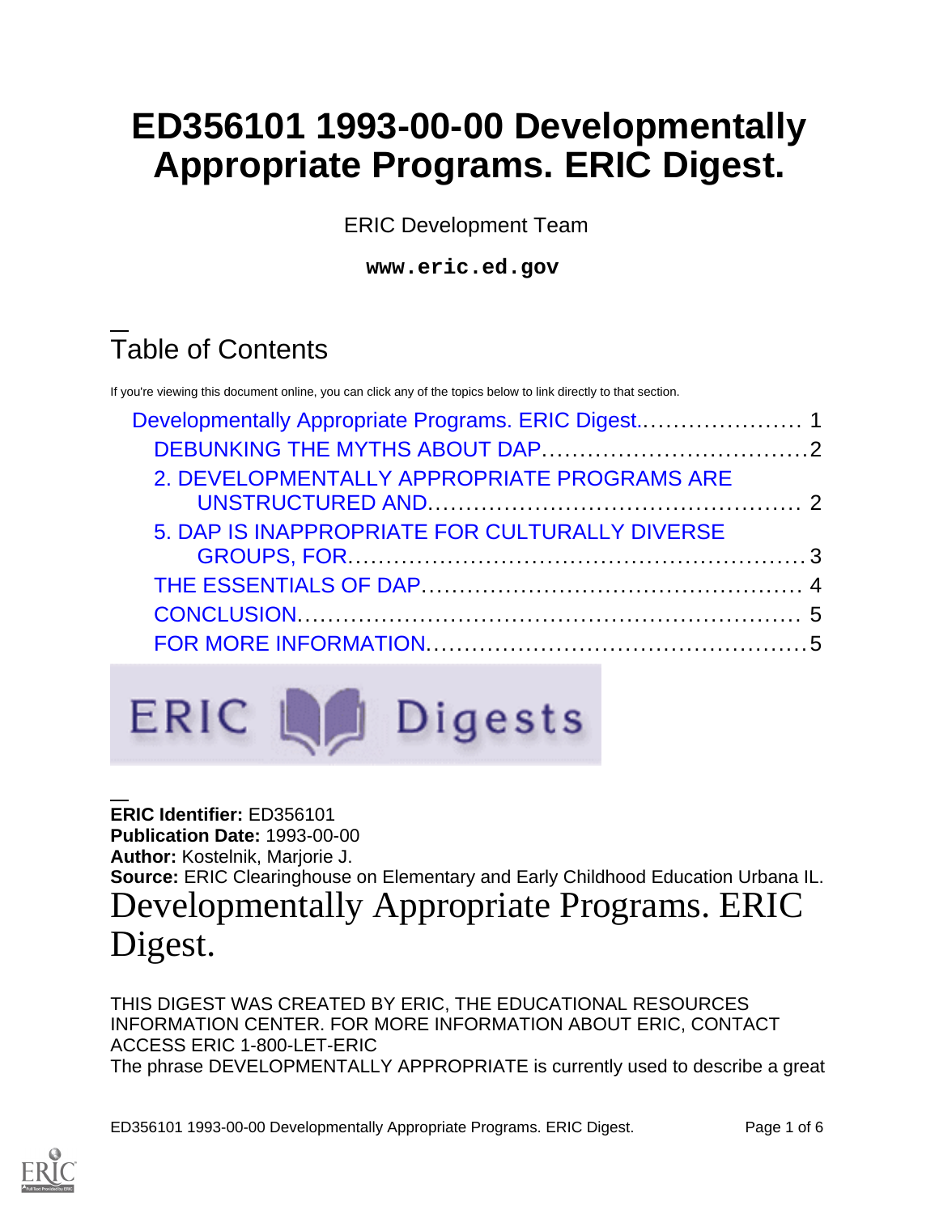# ED356101 1993-00-00 Developmentally Appropriate Programs. ERIC Digest.

ERIC Development Team

**www.eric.ed.gov**

## Table of Contents

If you're viewing this document online, you can click any of the topics below to link directly to that section.

- Developmentally Appropriate Programs. ERIC Digest..................... 1
  - DEBUNKING THE MYTHS ABOUT DAP..................................2
  - 2. DEVELOPMENTALLY APPROPRIATE PROGRAMS ARE UNSTRUCTURED AND................................................ 2
  - 5. DAP IS INAPPROPRIATE FOR CULTURALLY DIVERSE GROUPS, FOR...........................................................3
  - THE ESSENTIALS OF DAP................................................. 4
  - CONCLUSION................................................................. 5
  - FOR MORE INFORMATION.................................................5

ERIC Digests

**ERIC Identifier:** ED356101
**Publication Date:** 1993-00-00
**Author:** Kostelnik, Marjorie J.
**Source:** ERIC Clearinghouse on Elementary and Early Childhood Education Urbana IL.

# Developmentally Appropriate Programs. ERIC Digest.

THIS DIGEST WAS CREATED BY ERIC, THE EDUCATIONAL RESOURCES INFORMATION CENTER. FOR MORE INFORMATION ABOUT ERIC, CONTACT ACCESS ERIC 1-800-LET-ERIC

The phrase DEVELOPMENTALLY APPROPRIATE is currently used to describe a great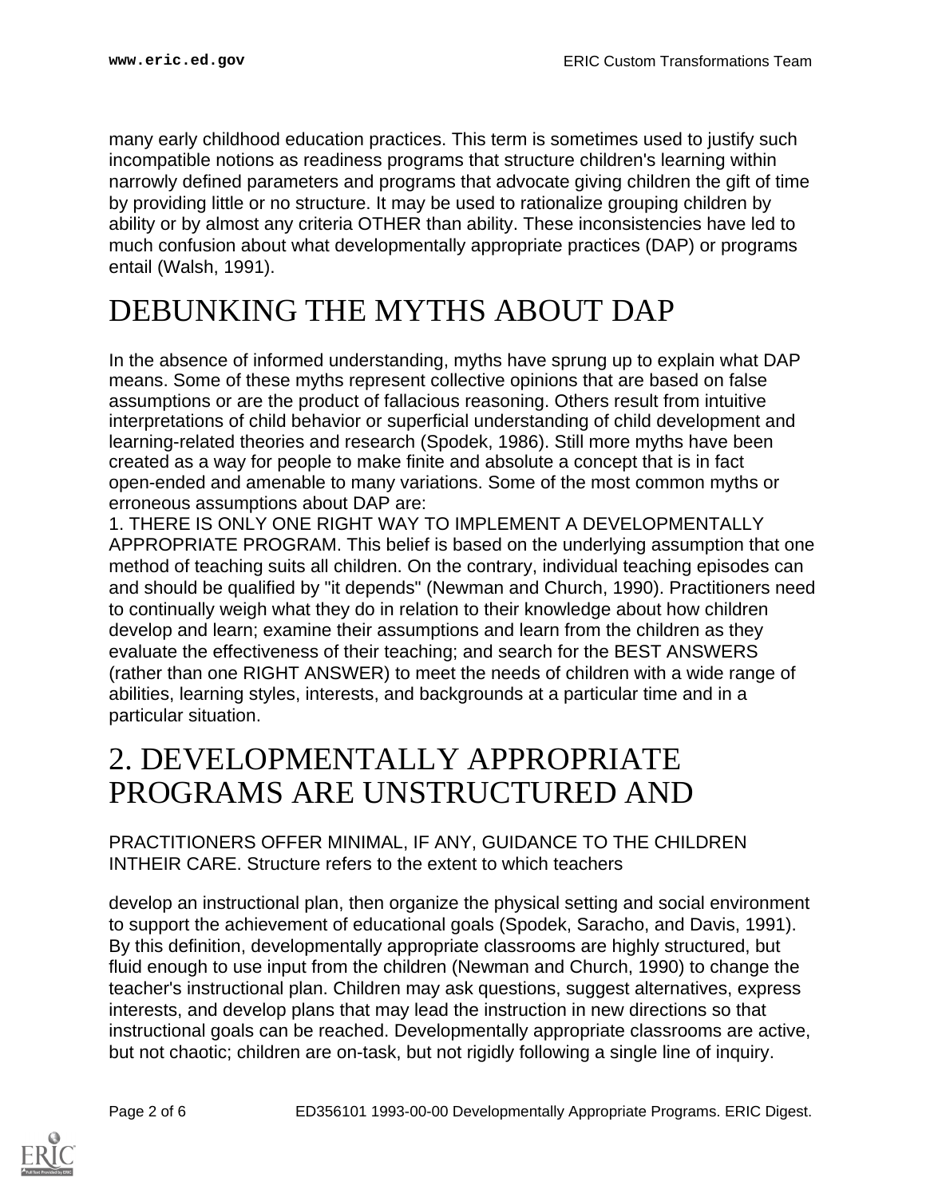many early childhood education practices. This term is sometimes used to justify such incompatible notions as readiness programs that structure children's learning within narrowly defined parameters and programs that advocate giving children the gift of time by providing little or no structure. It may be used to rationalize grouping children by ability or by almost any criteria OTHER than ability. These inconsistencies have led to much confusion about what developmentally appropriate practices (DAP) or programs entail (Walsh, 1991).

# DEBUNKING THE MYTHS ABOUT DAP

In the absence of informed understanding, myths have sprung up to explain what DAP means. Some of these myths represent collective opinions that are based on false assumptions or are the product of fallacious reasoning. Others result from intuitive interpretations of child behavior or superficial understanding of child development and learning-related theories and research (Spodek, 1986). Still more myths have been created as a way for people to make finite and absolute a concept that is in fact open-ended and amenable to many variations. Some of the most common myths or erroneous assumptions about DAP are:

1. THERE IS ONLY ONE RIGHT WAY TO IMPLEMENT A DEVELOPMENTALLY APPROPRIATE PROGRAM. This belief is based on the underlying assumption that one method of teaching suits all children. On the contrary, individual teaching episodes can and should be qualified by "it depends" (Newman and Church, 1990). Practitioners need to continually weigh what they do in relation to their knowledge about how children develop and learn; examine their assumptions and learn from the children as they evaluate the effectiveness of their teaching; and search for the BEST ANSWERS (rather than one RIGHT ANSWER) to meet the needs of children with a wide range of abilities, learning styles, interests, and backgrounds at a particular time and in a particular situation.

# 2. DEVELOPMENTALLY APPROPRIATE PROGRAMS ARE UNSTRUCTURED AND

PRACTITIONERS OFFER MINIMAL, IF ANY, GUIDANCE TO THE CHILDREN INTHEIR CARE. Structure refers to the extent to which teachers

develop an instructional plan, then organize the physical setting and social environment to support the achievement of educational goals (Spodek, Saracho, and Davis, 1991). By this definition, developmentally appropriate classrooms are highly structured, but fluid enough to use input from the children (Newman and Church, 1990) to change the teacher's instructional plan. Children may ask questions, suggest alternatives, express interests, and develop plans that may lead the instruction in new directions so that instructional goals can be reached. Developmentally appropriate classrooms are active, but not chaotic; children are on-task, but not rigidly following a single line of inquiry.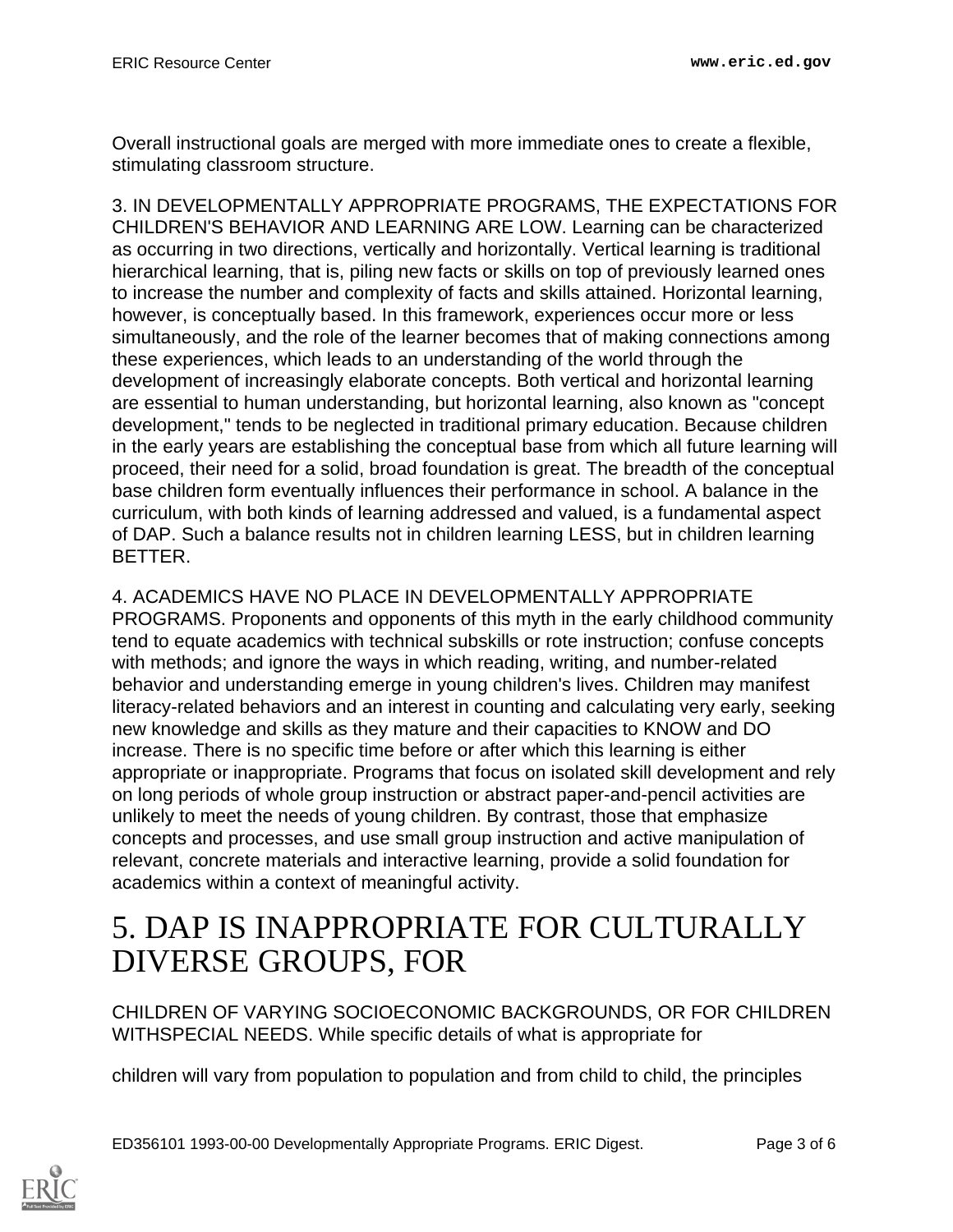Overall instructional goals are merged with more immediate ones to create a flexible, stimulating classroom structure.

3. IN DEVELOPMENTALLY APPROPRIATE PROGRAMS, THE EXPECTATIONS FOR CHILDREN'S BEHAVIOR AND LEARNING ARE LOW. Learning can be characterized as occurring in two directions, vertically and horizontally. Vertical learning is traditional hierarchical learning, that is, piling new facts or skills on top of previously learned ones to increase the number and complexity of facts and skills attained. Horizontal learning, however, is conceptually based. In this framework, experiences occur more or less simultaneously, and the role of the learner becomes that of making connections among these experiences, which leads to an understanding of the world through the development of increasingly elaborate concepts. Both vertical and horizontal learning are essential to human understanding, but horizontal learning, also known as "concept development," tends to be neglected in traditional primary education. Because children in the early years are establishing the conceptual base from which all future learning will proceed, their need for a solid, broad foundation is great. The breadth of the conceptual base children form eventually influences their performance in school. A balance in the curriculum, with both kinds of learning addressed and valued, is a fundamental aspect of DAP. Such a balance results not in children learning LESS, but in children learning BETTER.

4. ACADEMICS HAVE NO PLACE IN DEVELOPMENTALLY APPROPRIATE PROGRAMS. Proponents and opponents of this myth in the early childhood community tend to equate academics with technical subskills or rote instruction; confuse concepts with methods; and ignore the ways in which reading, writing, and number-related behavior and understanding emerge in young children's lives. Children may manifest literacy-related behaviors and an interest in counting and calculating very early, seeking new knowledge and skills as they mature and their capacities to KNOW and DO increase. There is no specific time before or after which this learning is either appropriate or inappropriate. Programs that focus on isolated skill development and rely on long periods of whole group instruction or abstract paper-and-pencil activities are unlikely to meet the needs of young children. By contrast, those that emphasize concepts and processes, and use small group instruction and active manipulation of relevant, concrete materials and interactive learning, provide a solid foundation for academics within a context of meaningful activity.

# 5. DAP IS INAPPROPRIATE FOR CULTURALLY DIVERSE GROUPS, FOR

CHILDREN OF VARYING SOCIOECONOMIC BACKGROUNDS, OR FOR CHILDREN WITHSPECIAL NEEDS. While specific details of what is appropriate for

children will vary from population to population and from child to child, the principles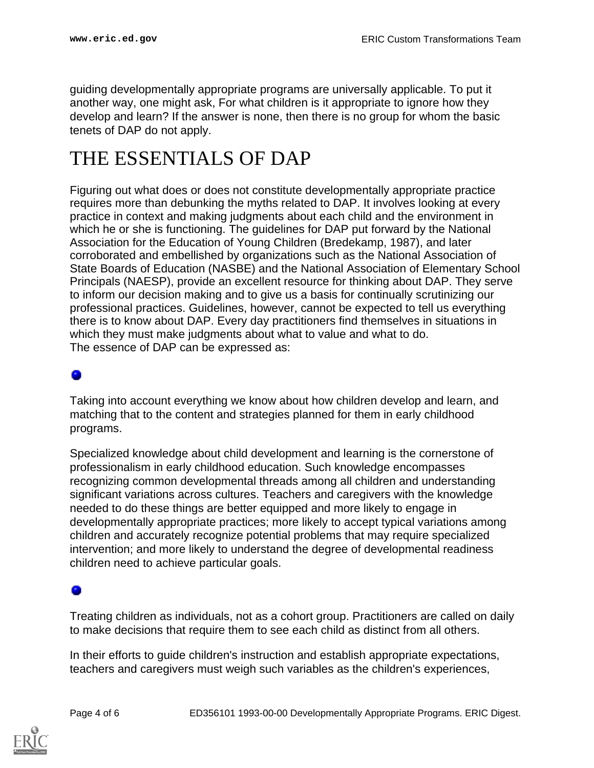guiding developmentally appropriate programs are universally applicable. To put it another way, one might ask, For what children is it appropriate to ignore how they develop and learn? If the answer is none, then there is no group for whom the basic tenets of DAP do not apply.

# THE ESSENTIALS OF DAP

Figuring out what does or does not constitute developmentally appropriate practice requires more than debunking the myths related to DAP. It involves looking at every practice in context and making judgments about each child and the environment in which he or she is functioning. The guidelines for DAP put forward by the National Association for the Education of Young Children (Bredekamp, 1987), and later corroborated and embellished by organizations such as the National Association of State Boards of Education (NASBE) and the National Association of Elementary School Principals (NAESP), provide an excellent resource for thinking about DAP. They serve to inform our decision making and to give us a basis for continually scrutinizing our professional practices. Guidelines, however, cannot be expected to tell us everything there is to know about DAP. Every day practitioners find themselves in situations in which they must make judgments about what to value and what to do.
The essence of DAP can be expressed as:

- Taking into account everything we know about how children develop and learn, and matching that to the content and strategies planned for them in early childhood programs.

Specialized knowledge about child development and learning is the cornerstone of professionalism in early childhood education. Such knowledge encompasses recognizing common developmental threads among all children and understanding significant variations across cultures. Teachers and caregivers with the knowledge needed to do these things are better equipped and more likely to engage in developmentally appropriate practices; more likely to accept typical variations among children and accurately recognize potential problems that may require specialized intervention; and more likely to understand the degree of developmental readiness children need to achieve particular goals.

- Treating children as individuals, not as a cohort group. Practitioners are called on daily to make decisions that require them to see each child as distinct from all others.

In their efforts to guide children's instruction and establish appropriate expectations, teachers and caregivers must weigh such variables as the children's experiences,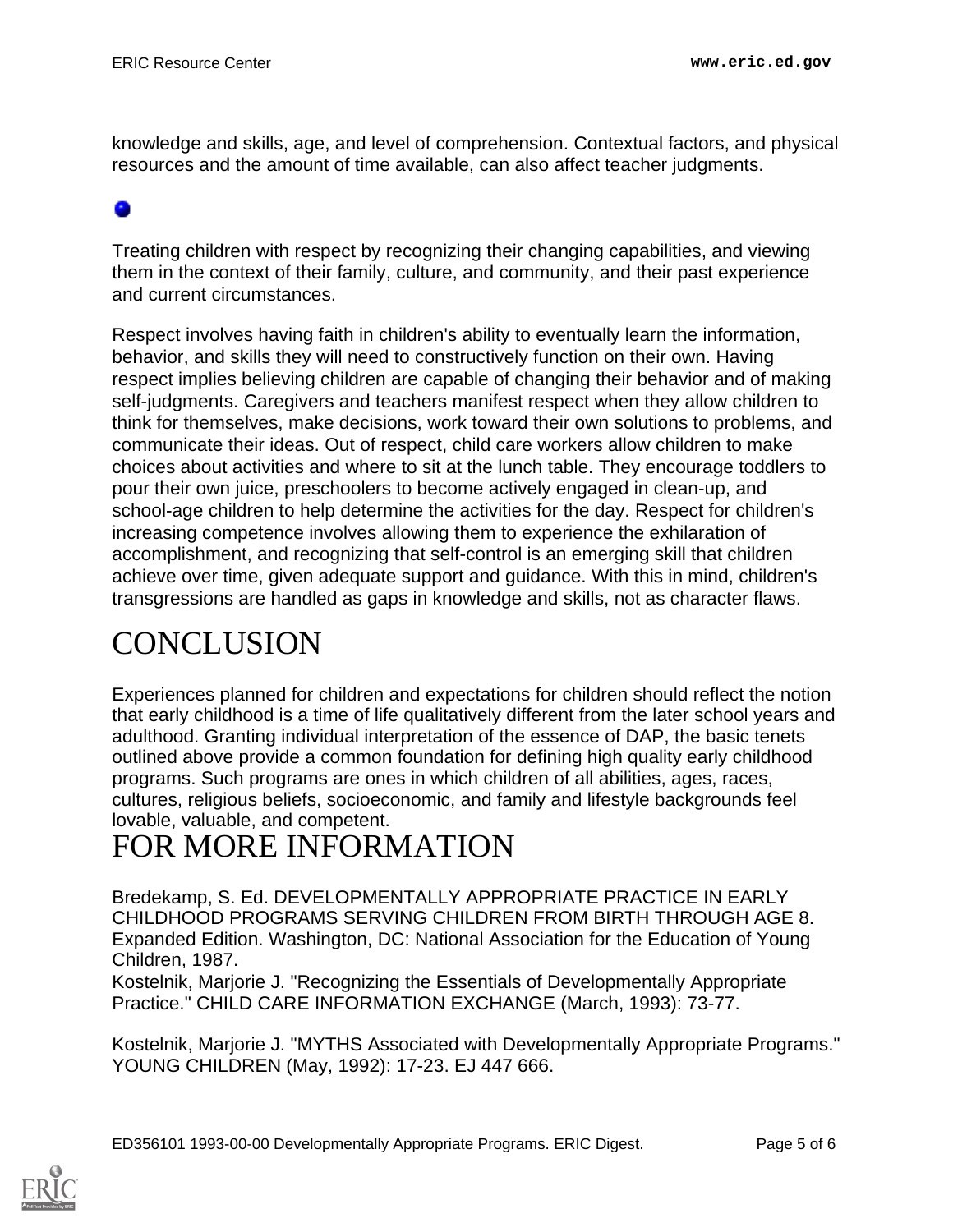knowledge and skills, age, and level of comprehension. Contextual factors, and physical resources and the amount of time available, can also affect teacher judgments.

- Treating children with respect by recognizing their changing capabilities, and viewing them in the context of their family, culture, and community, and their past experience and current circumstances.

Respect involves having faith in children's ability to eventually learn the information, behavior, and skills they will need to constructively function on their own. Having respect implies believing children are capable of changing their behavior and of making self-judgments. Caregivers and teachers manifest respect when they allow children to think for themselves, make decisions, work toward their own solutions to problems, and communicate their ideas. Out of respect, child care workers allow children to make choices about activities and where to sit at the lunch table. They encourage toddlers to pour their own juice, preschoolers to become actively engaged in clean-up, and school-age children to help determine the activities for the day. Respect for children's increasing competence involves allowing them to experience the exhilaration of accomplishment, and recognizing that self-control is an emerging skill that children achieve over time, given adequate support and guidance. With this in mind, children's transgressions are handled as gaps in knowledge and skills, not as character flaws.

# CONCLUSION

Experiences planned for children and expectations for children should reflect the notion that early childhood is a time of life qualitatively different from the later school years and adulthood. Granting individual interpretation of the essence of DAP, the basic tenets outlined above provide a common foundation for defining high quality early childhood programs. Such programs are ones in which children of all abilities, ages, races, cultures, religious beliefs, socioeconomic, and family and lifestyle backgrounds feel lovable, valuable, and competent.

# FOR MORE INFORMATION

Bredekamp, S. Ed. DEVELOPMENTALLY APPROPRIATE PRACTICE IN EARLY CHILDHOOD PROGRAMS SERVING CHILDREN FROM BIRTH THROUGH AGE 8. Expanded Edition. Washington, DC: National Association for the Education of Young Children, 1987.

Kostelnik, Marjorie J. "Recognizing the Essentials of Developmentally Appropriate Practice." CHILD CARE INFORMATION EXCHANGE (March, 1993): 73-77.

Kostelnik, Marjorie J. "MYTHS Associated with Developmentally Appropriate Programs." YOUNG CHILDREN (May, 1992): 17-23. EJ 447 666.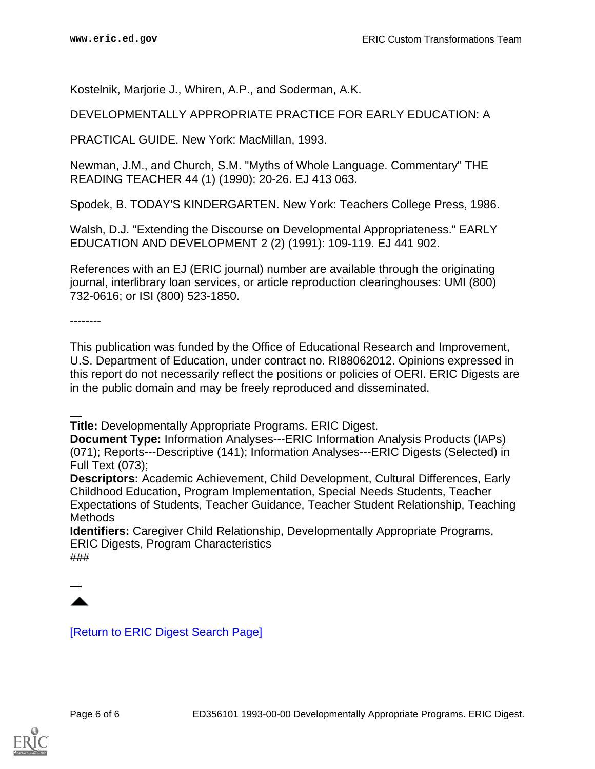Kostelnik, Marjorie J., Whiren, A.P., and Soderman, A.K.

DEVELOPMENTALLY APPROPRIATE PRACTICE FOR EARLY EDUCATION: A

PRACTICAL GUIDE. New York: MacMillan, 1993.

Newman, J.M., and Church, S.M. "Myths of Whole Language. Commentary" THE READING TEACHER 44 (1) (1990): 20-26. EJ 413 063.

Spodek, B. TODAY'S KINDERGARTEN. New York: Teachers College Press, 1986.

Walsh, D.J. "Extending the Discourse on Developmental Appropriateness." EARLY EDUCATION AND DEVELOPMENT 2 (2) (1991): 109-119. EJ 441 902.

References with an EJ (ERIC journal) number are available through the originating journal, interlibrary loan services, or article reproduction clearinghouses: UMI (800) 732-0616; or ISI (800) 523-1850.

--------

This publication was funded by the Office of Educational Research and Improvement, U.S. Department of Education, under contract no. RI88062012. Opinions expressed in this report do not necessarily reflect the positions or policies of OERI. ERIC Digests are in the public domain and may be freely reproduced and disseminated.

---

**Title:** Developmentally Appropriate Programs. ERIC Digest.
**Document Type:** Information Analyses---ERIC Information Analysis Products (IAPs) (071); Reports---Descriptive (141); Information Analyses---ERIC Digests (Selected) in Full Text (073);
**Descriptors:** Academic Achievement, Child Development, Cultural Differences, Early Childhood Education, Program Implementation, Special Needs Students, Teacher Expectations of Students, Teacher Guidance, Teacher Student Relationship, Teaching Methods
**Identifiers:** Caregiver Child Relationship, Developmentally Appropriate Programs, ERIC Digests, Program Characteristics
###

---

[Return to ERIC Digest Search Page]